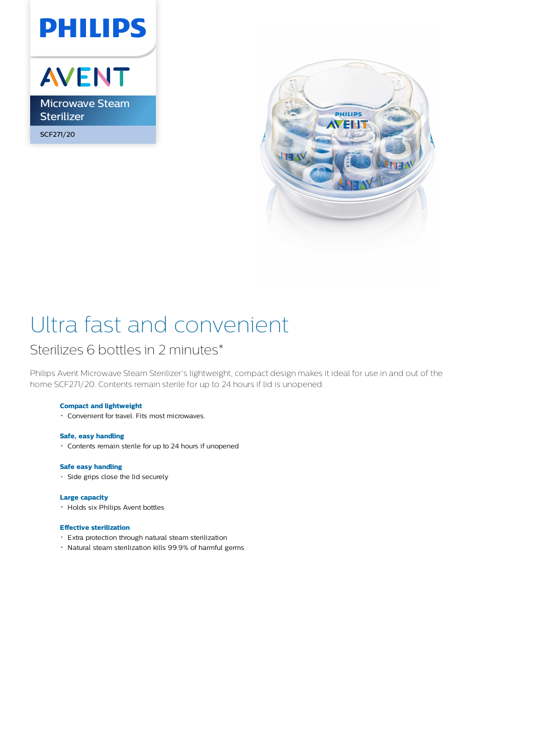PHILIPS

AVENT

Microwave Steam Sterilizer

SCF271/20

# Ultra fast and convenient

## Sterilizes 6 bottles in 2 minutes*

Philips Avent Microwave Steam Sterilizer's lightweight, compact design makes it ideal for use in and out of the home SCF271/20. Contents remain sterile for up to 24 hours if lid is unopened.

**Compact and lightweight**
- Convenient for travel. Fits most microwaves.

**Safe, easy handling**
- Contents remain sterile for up to 24 hours if unopened

**Safe easy handling**
- Side grips close the lid securely

**Large capacity**
- Holds six Philips Avent bottles

**Effective sterilization**
- Extra protection through natural steam sterilization
- Natural steam sterilization kills 99.9% of harmful germs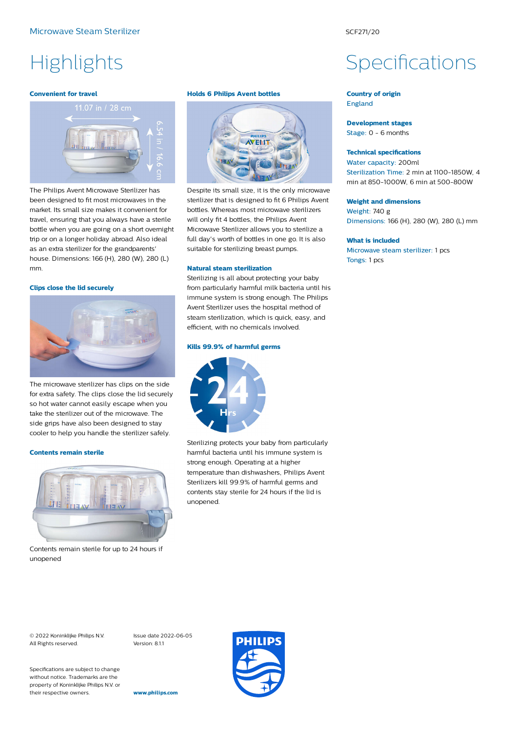Microwave Steam Sterilizer

SCF271/20

# Highlights

### Convenient for travel

11.07 in / 28 cm

6.54 in / 16.6 cm

The Philips Avent Microwave Sterilizer has been designed to fit most microwaves in the market. Its small size makes it convenient for travel, ensuring that you always have a sterile bottle when you are going on a short overnight trip or on a longer holiday abroad. Also ideal as an extra sterilizer for the grandparents' house. Dimensions: 166 (H), 280 (W), 280 (L) mm.

### Clips close the lid securely

The microwave sterilizer has clips on the side for extra safety. The clips close the lid securely so hot water cannot easily escape when you take the sterilizer out of the microwave. The side grips have also been designed to stay cooler to help you handle the sterilizer safely.

### Contents remain sterile

Contents remain sterile for up to 24 hours if unopened

### Holds 6 Philips Avent bottles

Despite its small size, it is the only microwave sterilizer that is designed to fit 6 Philips Avent bottles. Whereas most microwave sterilizers will only fit 4 bottles, the Philips Avent Microwave Sterilizer allows you to sterilize a full day's worth of bottles in one go. It is also suitable for sterilizing breast pumps.

### Natural steam sterilization

Sterilizing is all about protecting your baby from particularly harmful milk bacteria until his immune system is strong enough. The Philips Avent Sterilizer uses the hospital method of steam sterilization, which is quick, easy, and efficient, with no chemicals involved.

### Kills 99.9% of harmful germs

24 Hrs

Sterilizing protects your baby from particularly harmful bacteria until his immune system is strong enough. Operating at a higher temperature than dishwashers, Philips Avent Sterilizers kill 99.9% of harmful germs and contents stay sterile for 24 hours if the lid is unopened.

# Specifications

### Country of origin

England

### Development stages

Stage: 0 - 6 months

### Technical specifications

Water capacity: 200ml
Sterilization Time: 2 min at 1100-1850W, 4 min at 850-1000W, 6 min at 500-800W

### Weight and dimensions

Weight: 740 g
Dimensions: 166 (H), 280 (W), 280 (L) mm

### What is included

Microwave steam sterilizer: 1 pcs
Tongs: 1 pcs

© 2022 Koninklijke Philips N.V.
All Rights reserved.

Issue date 2022-06-05
Version: 8.1.1

Specifications are subject to change without notice. Trademarks are the property of Koninklijke Philips N.V. or their respective owners.

www.philips.com